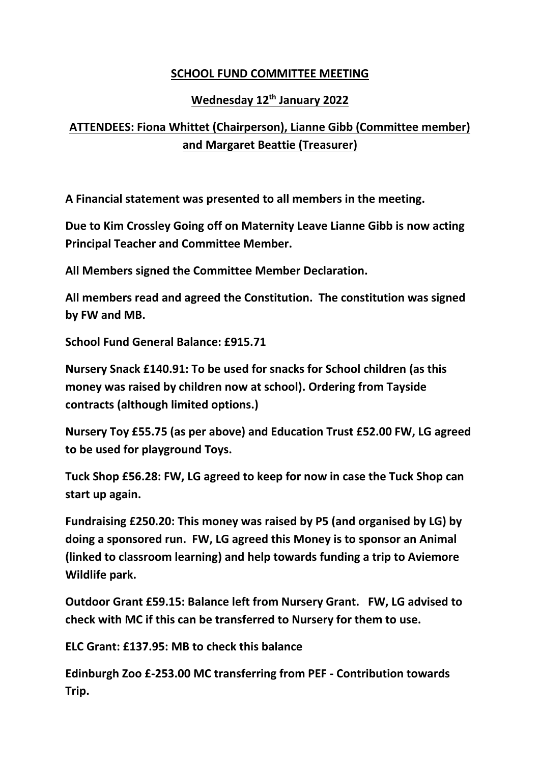# SCHOOL FUND COMMITTEE MEETING

## Wednesday 12th January 2022

## ATTENDEES: Fiona Whittet (Chairperson), Lianne Gibb (Committee member) and Margaret Beattie (Treasurer)

**A Financial statement was presented to all members in the meeting.**

**Due to Kim Crossley Going off on Maternity Leave Lianne Gibb is now acting Principal Teacher and Committee Member.**

**All Members signed the Committee Member Declaration.**

**All members read and agreed the Constitution. The constitution was signed by FW and MB.**

**School Fund General Balance: £915.71**

**Nursery Snack £140.91: To be used for snacks for School children (as this money was raised by children now at school). Ordering from Tayside contracts (although limited options.)**

**Nursery Toy £55.75 (as per above) and Education Trust £52.00 FW, LG agreed to be used for playground Toys.**

**Tuck Shop £56.28: FW, LG agreed to keep for now in case the Tuck Shop can start up again.**

**Fundraising £250.20: This money was raised by P5 (and organised by LG) by doing a sponsored run. FW, LG agreed this Money is to sponsor an Animal (linked to classroom learning) and help towards funding a trip to Aviemore Wildlife park.**

**Outdoor Grant £59.15: Balance left from Nursery Grant. FW, LG advised to check with MC if this can be transferred to Nursery for them to use.**

**ELC Grant: £137.95: MB to check this balance**

**Edinburgh Zoo £-253.00 MC transferring from PEF - Contribution towards Trip.**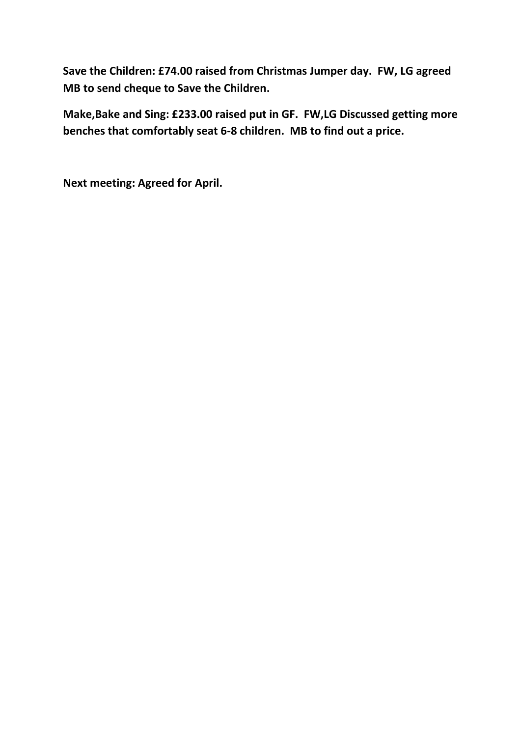**Save the Children: £74.00 raised from Christmas Jumper day. FW, LG agreed MB to send cheque to Save the Children.**

**Make,Bake and Sing: £233.00 raised put in GF. FW,LG Discussed getting more benches that comfortably seat 6-8 children. MB to find out a price.**

**Next meeting: Agreed for April.**